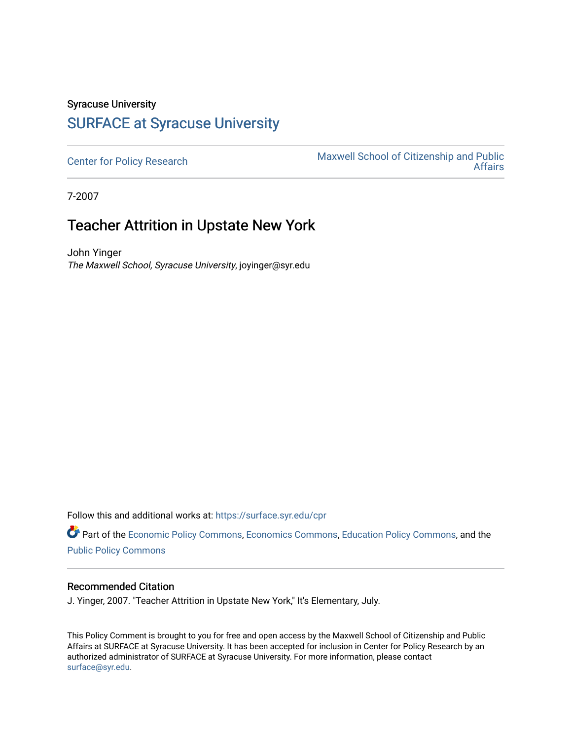Syracuse University

# SURFACE at Syracuse University

Center for Policy Research

Maxwell School of Citizenship and Public Affairs

7-2007

## Teacher Attrition in Upstate New York

John Yinger

*The Maxwell School, Syracuse University*, joyinger@syr.edu

Follow this and additional works at: https://surface.syr.edu/cpr

Part of the Economic Policy Commons, Economics Commons, Education Policy Commons, and the Public Policy Commons

### Recommended Citation

J. Yinger, 2007. "Teacher Attrition in Upstate New York," It's Elementary, July.

This Policy Comment is brought to you for free and open access by the Maxwell School of Citizenship and Public Affairs at SURFACE at Syracuse University. It has been accepted for inclusion in Center for Policy Research by an authorized administrator of SURFACE at Syracuse University. For more information, please contact surface@syr.edu.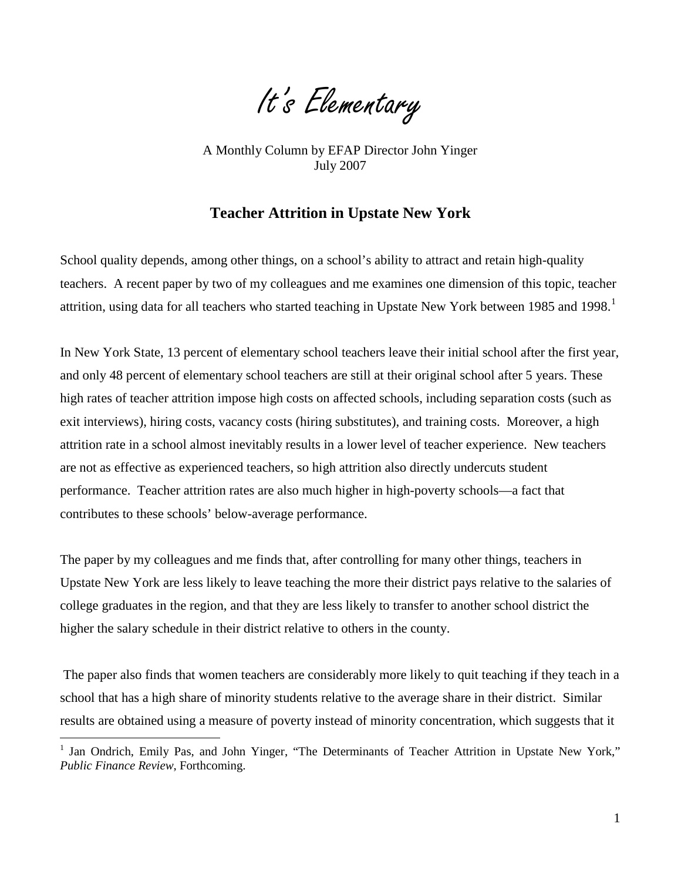# It's Elementary

A Monthly Column by EFAP Director John Yinger
July 2007

### Teacher Attrition in Upstate New York

School quality depends, among other things, on a school's ability to attract and retain high-quality teachers. A recent paper by two of my colleagues and me examines one dimension of this topic, teacher attrition, using data for all teachers who started teaching in Upstate New York between 1985 and 1998.[1]

In New York State, 13 percent of elementary school teachers leave their initial school after the first year, and only 48 percent of elementary school teachers are still at their original school after 5 years. These high rates of teacher attrition impose high costs on affected schools, including separation costs (such as exit interviews), hiring costs, vacancy costs (hiring substitutes), and training costs. Moreover, a high attrition rate in a school almost inevitably results in a lower level of teacher experience. New teachers are not as effective as experienced teachers, so high attrition also directly undercuts student performance. Teacher attrition rates are also much higher in high-poverty schools—a fact that contributes to these schools' below-average performance.

The paper by my colleagues and me finds that, after controlling for many other things, teachers in Upstate New York are less likely to leave teaching the more their district pays relative to the salaries of college graduates in the region, and that they are less likely to transfer to another school district the higher the salary schedule in their district relative to others in the county.

The paper also finds that women teachers are considerably more likely to quit teaching if they teach in a school that has a high share of minority students relative to the average share in their district. Similar results are obtained using a measure of poverty instead of minority concentration, which suggests that it

[1] Jan Ondrich, Emily Pas, and John Yinger, "The Determinants of Teacher Attrition in Upstate New York," *Public Finance Review*, Forthcoming.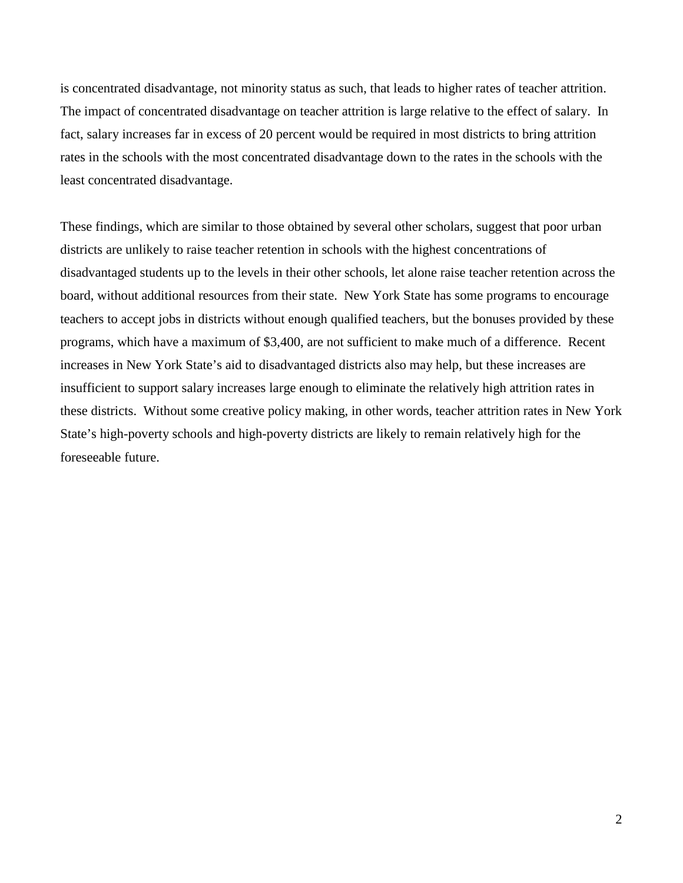is concentrated disadvantage, not minority status as such, that leads to higher rates of teacher attrition. The impact of concentrated disadvantage on teacher attrition is large relative to the effect of salary. In fact, salary increases far in excess of 20 percent would be required in most districts to bring attrition rates in the schools with the most concentrated disadvantage down to the rates in the schools with the least concentrated disadvantage.

These findings, which are similar to those obtained by several other scholars, suggest that poor urban districts are unlikely to raise teacher retention in schools with the highest concentrations of disadvantaged students up to the levels in their other schools, let alone raise teacher retention across the board, without additional resources from their state. New York State has some programs to encourage teachers to accept jobs in districts without enough qualified teachers, but the bonuses provided by these programs, which have a maximum of $3,400, are not sufficient to make much of a difference. Recent increases in New York State's aid to disadvantaged districts also may help, but these increases are insufficient to support salary increases large enough to eliminate the relatively high attrition rates in these districts. Without some creative policy making, in other words, teacher attrition rates in New York State's high-poverty schools and high-poverty districts are likely to remain relatively high for the foreseeable future.